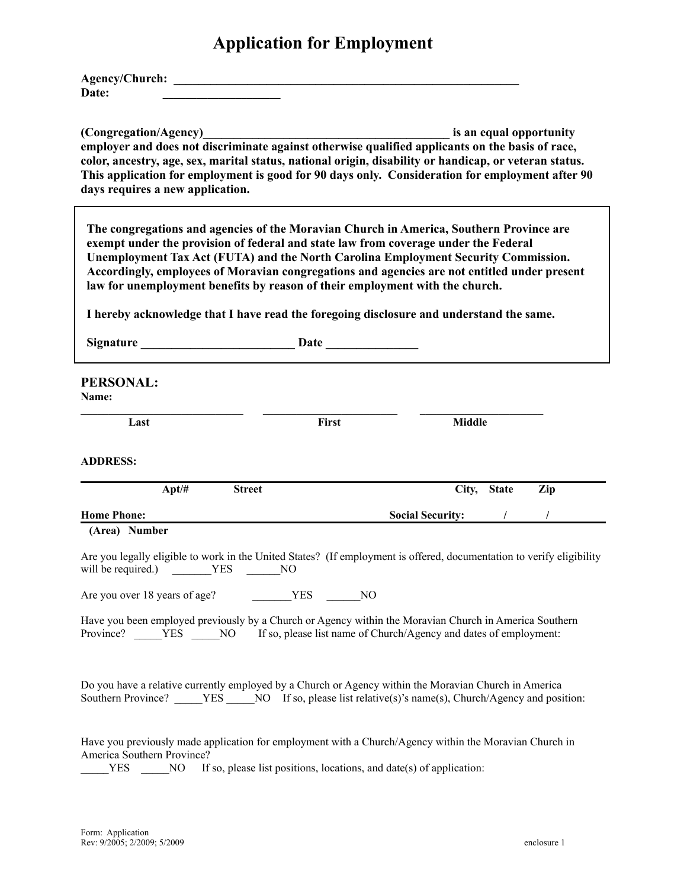# Application for Employment

**Agency/Church:** ___________________________________________________________
**Date:** ___________________

**(Congregation/Agency)_________________________________________ is an equal opportunity employer and does not discriminate against otherwise qualified applicants on the basis of race, color, ancestry, age, sex, marital status, national origin, disability or handicap, or veteran status. This application for employment is good for 90 days only. Consideration for employment after 90 days requires a new application.**

**The congregations and agencies of the Moravian Church in America, Southern Province are exempt under the provision of federal and state law from coverage under the Federal Unemployment Tax Act (FUTA) and the North Carolina Employment Security Commission. Accordingly, employees of Moravian congregations and agencies are not entitled under present law for unemployment benefits by reason of their employment with the church.**

**I hereby acknowledge that I have read the foregoing disclosure and understand the same.**

**Signature _________________________ Date _______________**

## PERSONAL:

**Name:**

_____________________________ _______________________ ______________________
**Last** **First** **Middle**

**ADDRESS:**

___________________________________________________________________________
**Apt/#** **Street** **City, State Zip**

**Home Phone:** **Social Security:** / /
___________________________________________________________________________
**(Area) Number**

Are you legally eligible to work in the United States? (If employment is offered, documentation to verify eligibility will be required.) _______YES ______NO

Are you over 18 years of age? _______YES ______NO

Have you been employed previously by a Church or Agency within the Moravian Church in America Southern Province? _____YES _____NO If so, please list name of Church/Agency and dates of employment:

Do you have a relative currently employed by a Church or Agency within the Moravian Church in America Southern Province? _____YES _____NO If so, please list relative(s)'s name(s), Church/Agency and position:

Have you previously made application for employment with a Church/Agency within the Moravian Church in America Southern Province?
_____YES _____NO If so, please list positions, locations, and date(s) of application:

Form: Application
Rev: 9/2005; 2/2009; 5/2009 enclosure 1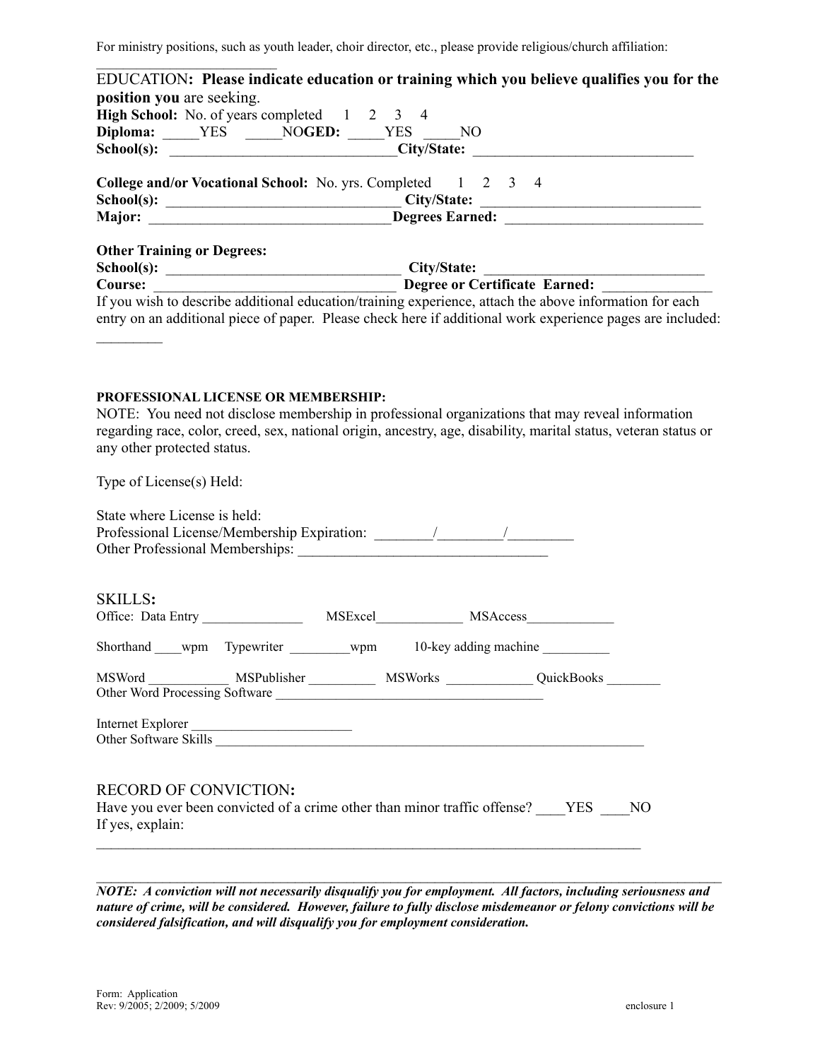For ministry positions, such as youth leader, choir director, etc., please provide religious/church affiliation:

________________________

EDUCATION**: Please indicate education or training which you believe qualifies you for the position you** are seeking.

**High School:** No. of years completed 1 2 3 4

**Diploma:** _____YES _____NO**GED:** _____YES _____NO

**School(s):** _______________________________**City/State:** _______________________________

**College and/or Vocational School:** No. yrs. Completed 1 2 3 4

**School(s):** ________________________________ **City/State:** ______________________________

**Major:** _________________________________**Degrees Earned:** ___________________________

**Other Training or Degrees:**

**School(s):** ________________________________ **City/State:** ______________________________

**Course:** _________________________________ **Degree or Certificate Earned:** _______________

If you wish to describe additional education/training experience, attach the above information for each entry on an additional piece of paper. Please check here if additional work experience pages are included: _________

**PROFESSIONAL LICENSE OR MEMBERSHIP:**

NOTE: You need not disclose membership in professional organizations that may reveal information regarding race, color, creed, sex, national origin, ancestry, age, disability, marital status, veteran status or any other protected status.

Type of License(s) Held:

State where License is held:

Professional License/Membership Expiration: ________/_________/_________

Other Professional Memberships: ___________________________________

SKILLS**:**

Office: Data Entry _______________ MSExcel_____________ MSAccess_____________

Shorthand ____wpm Typewriter _________wpm 10-key adding machine __________

MSWord ____________ MSPublisher __________ MSWorks _____________ QuickBooks ________

Other Word Processing Software ________________________________________

Internet Explorer ________________________

Other Software Skills _________________________________________________________________

RECORD OF CONVICTION**:**

Have you ever been convicted of a crime other than minor traffic offense? ____YES ____NO

If yes, explain:

_______________________________________________________________________________

_______________________________________________________________________________

***NOTE: A conviction will not necessarily disqualify you for employment. All factors, including seriousness and nature of crime, will be considered. However, failure to fully disclose misdemeanor or felony convictions will be considered falsification, and will disqualify you for employment consideration.***

Form: Application
Rev: 9/2005; 2/2009; 5/2009

enclosure 1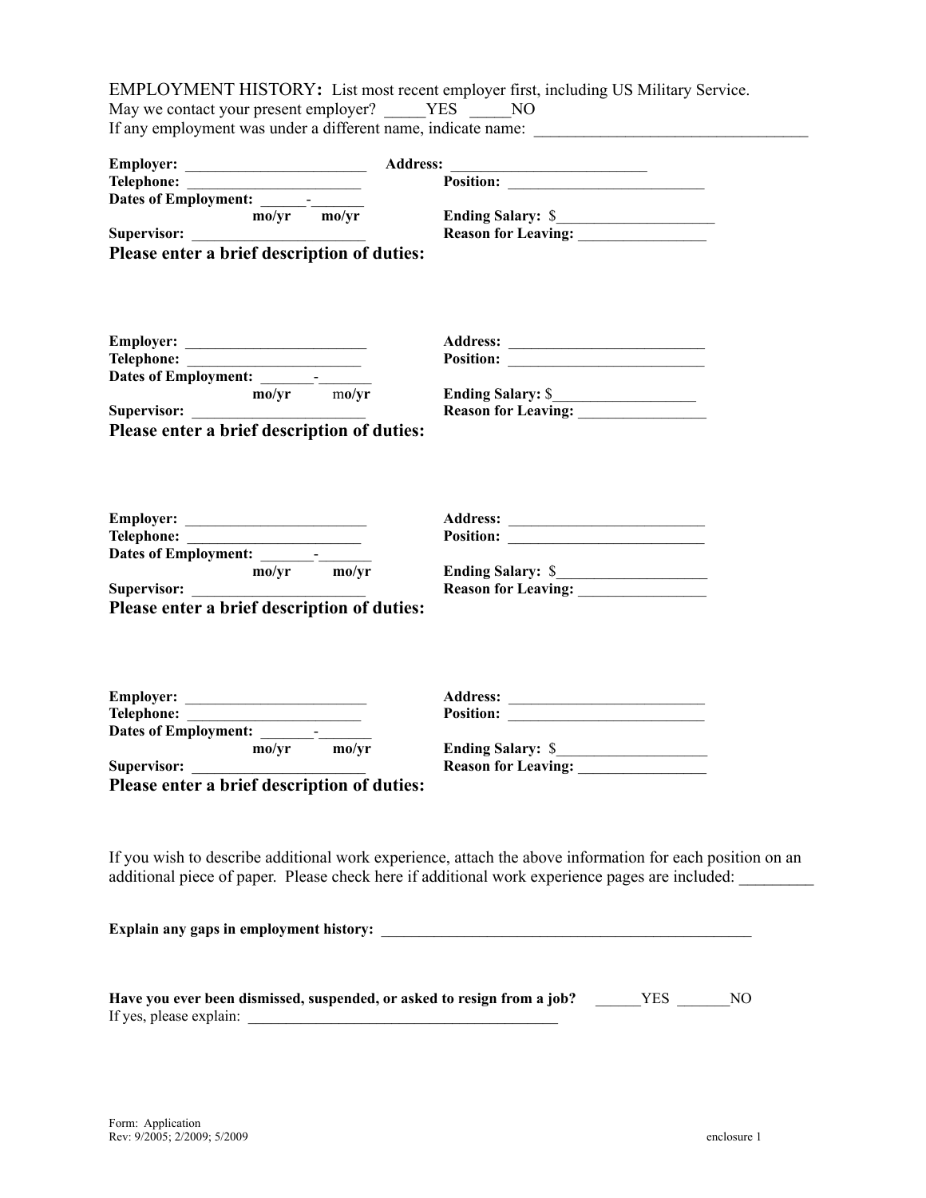EMPLOYMENT HISTORY**:** List most recent employer first, including US Military Service.
May we contact your present employer? _____YES _____NO
If any employment was under a different name, indicate name: ___________________________________

**Employer:** ________________________ **Address:** __________________________
**Telephone:** ________________________ **Position:** __________________________
**Dates of Employment:** ______-_______
**mo/yr mo/yr** **Ending Salary:** $_____________________
**Supervisor:** ______________________ **Reason for Leaving:** _________________

**Please enter a brief description of duties:**

**Employer:** ________________________ **Address:** __________________________
**Telephone:** ________________________ **Position:** __________________________
**Dates of Employment:** _______-_______
**mo/yr mo/yr** **Ending Salary:** $___________________
**Supervisor:** ______________________ **Reason for Leaving:** _________________

**Please enter a brief description of duties:**

**Employer:** ________________________ **Address:** __________________________
**Telephone:** ________________________ **Position:** __________________________
**Dates of Employment:** _______-_______
**mo/yr mo/yr** **Ending Salary:** $____________________
**Supervisor:** ______________________ **Reason for Leaving:** _________________

**Please enter a brief description of duties:**

**Employer:** ________________________ **Address:** __________________________
**Telephone:** ________________________ **Position:** __________________________
**Dates of Employment:** _______-_______
**mo/yr mo/yr** **Ending Salary:** $____________________
**Supervisor:** ______________________ **Reason for Leaving:** _________________

**Please enter a brief description of duties:**

If you wish to describe additional work experience, attach the above information for each position on an additional piece of paper. Please check here if additional work experience pages are included: _________

**Explain any gaps in employment history:** __________________________________________________

**Have you ever been dismissed, suspended, or asked to resign from a job?** ______YES _______NO
If yes, please explain: _________________________________________

Form: Application
Rev: 9/2005; 2/2009; 5/2009 enclosure 1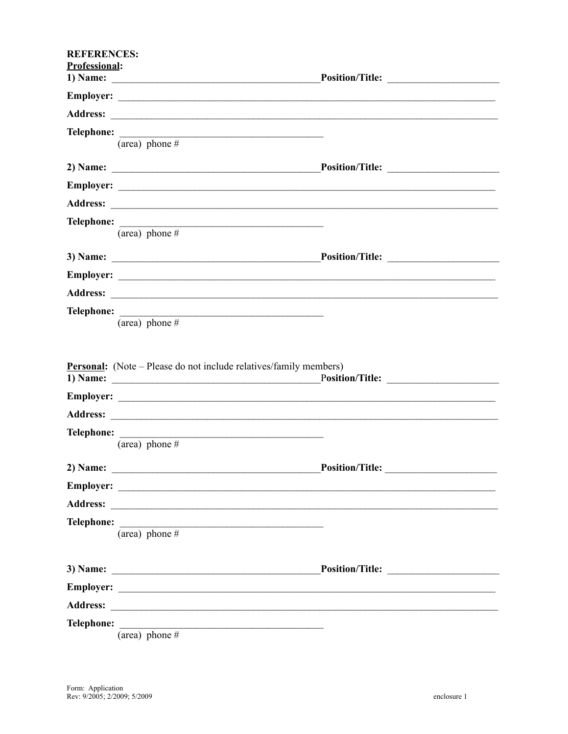**REFERENCES:**

**Professional:**

**1) Name:** ________________________________________ **Position/Title:** _____________________

**Employer:** ____________________________________________________________________________

**Address:** _____________________________________________________________________________

**Telephone:** ________________________________________
(area) phone #

**2) Name:** ________________________________________ **Position/Title:** _____________________

**Employer:** ____________________________________________________________________________

**Address:** _____________________________________________________________________________

**Telephone:** ________________________________________
(area) phone #

**3) Name:** ________________________________________ **Position/Title:** _____________________

**Employer:** ____________________________________________________________________________

**Address:** _____________________________________________________________________________

**Telephone:** ________________________________________
(area) phone #

**Personal:** (Note – Please do not include relatives/family members)

**1) Name:** ________________________________________ **Position/Title:** _____________________

**Employer:** ____________________________________________________________________________

**Address:** _____________________________________________________________________________

**Telephone:** ________________________________________
(area) phone #

**2) Name:** ________________________________________ **Position/Title:** _____________________

**Employer:** ____________________________________________________________________________

**Address:** _____________________________________________________________________________

**Telephone:** ________________________________________
(area) phone #

**3) Name:** ________________________________________ **Position/Title:** _____________________

**Employer:** ____________________________________________________________________________

**Address:** _____________________________________________________________________________

**Telephone:** ________________________________________
(area) phone #

Form: Application
Rev: 9/2005; 2/2009; 5/2009

enclosure 1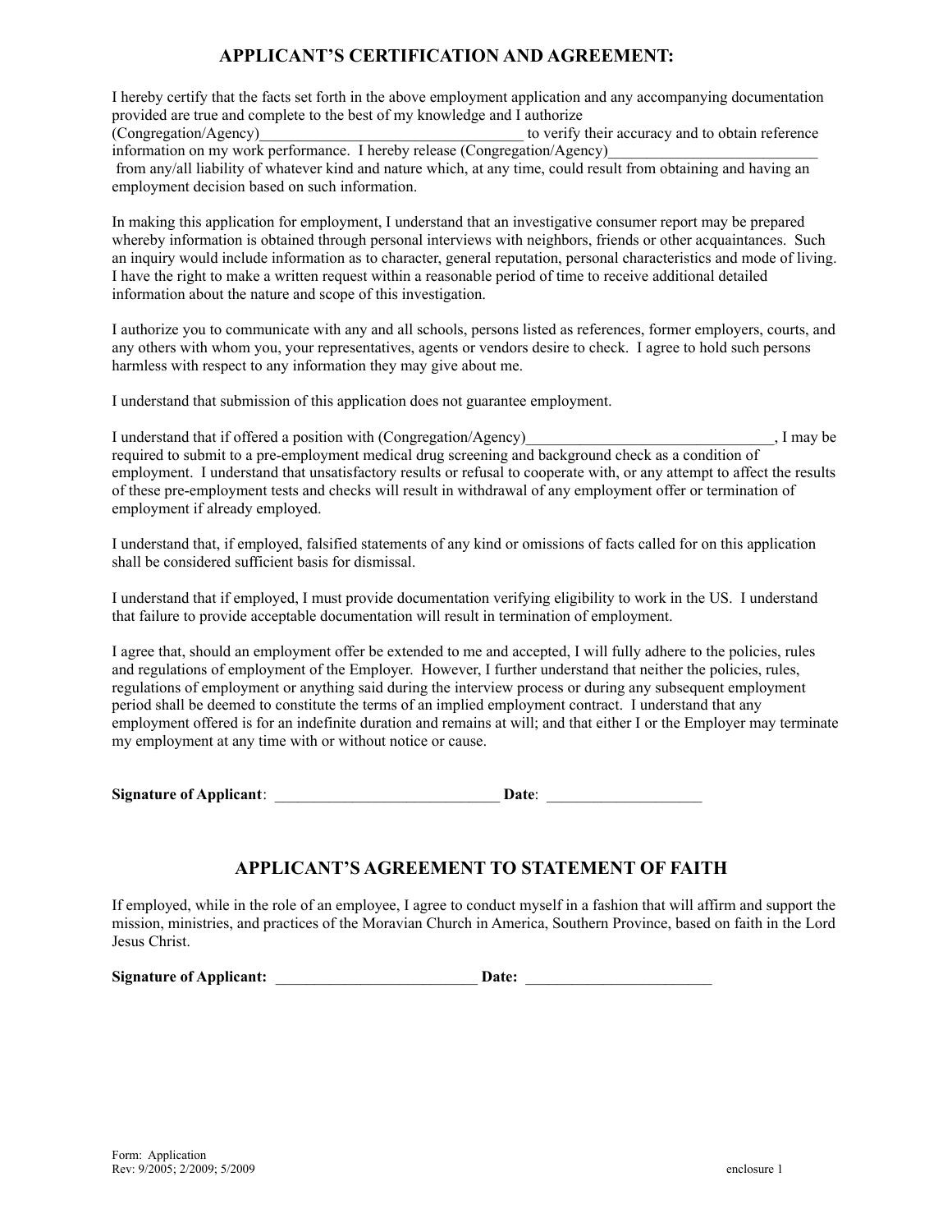## APPLICANT'S CERTIFICATION AND AGREEMENT:

I hereby certify that the facts set forth in the above employment application and any accompanying documentation provided are true and complete to the best of my knowledge and I authorize (Congregation/Agency)_________________________________ to verify their accuracy and to obtain reference information on my work performance. I hereby release (Congregation/Agency)___________________________ from any/all liability of whatever kind and nature which, at any time, could result from obtaining and having an employment decision based on such information.

In making this application for employment, I understand that an investigative consumer report may be prepared whereby information is obtained through personal interviews with neighbors, friends or other acquaintances. Such an inquiry would include information as to character, general reputation, personal characteristics and mode of living. I have the right to make a written request within a reasonable period of time to receive additional detailed information about the nature and scope of this investigation.

I authorize you to communicate with any and all schools, persons listed as references, former employers, courts, and any others with whom you, your representatives, agents or vendors desire to check. I agree to hold such persons harmless with respect to any information they may give about me.

I understand that submission of this application does not guarantee employment.

I understand that if offered a position with (Congregation/Agency)________________________________, I may be required to submit to a pre-employment medical drug screening and background check as a condition of employment. I understand that unsatisfactory results or refusal to cooperate with, or any attempt to affect the results of these pre-employment tests and checks will result in withdrawal of any employment offer or termination of employment if already employed.

I understand that, if employed, falsified statements of any kind or omissions of facts called for on this application shall be considered sufficient basis for dismissal.

I understand that if employed, I must provide documentation verifying eligibility to work in the US. I understand that failure to provide acceptable documentation will result in termination of employment.

I agree that, should an employment offer be extended to me and accepted, I will fully adhere to the policies, rules and regulations of employment of the Employer. However, I further understand that neither the policies, rules, regulations of employment or anything said during the interview process or during any subsequent employment period shall be deemed to constitute the terms of an implied employment contract. I understand that any employment offered is for an indefinite duration and remains at will; and that either I or the Employer may terminate my employment at any time with or without notice or cause.

**Signature of Applicant**: _____________________________ **Date**: ____________________

## APPLICANT'S AGREEMENT TO STATEMENT OF FAITH

If employed, while in the role of an employee, I agree to conduct myself in a fashion that will affirm and support the mission, ministries, and practices of the Moravian Church in America, Southern Province, based on faith in the Lord Jesus Christ.

**Signature of Applicant:** __________________________ **Date:** ________________________

Form: Application
Rev: 9/2005; 2/2009; 5/2009

enclosure 1